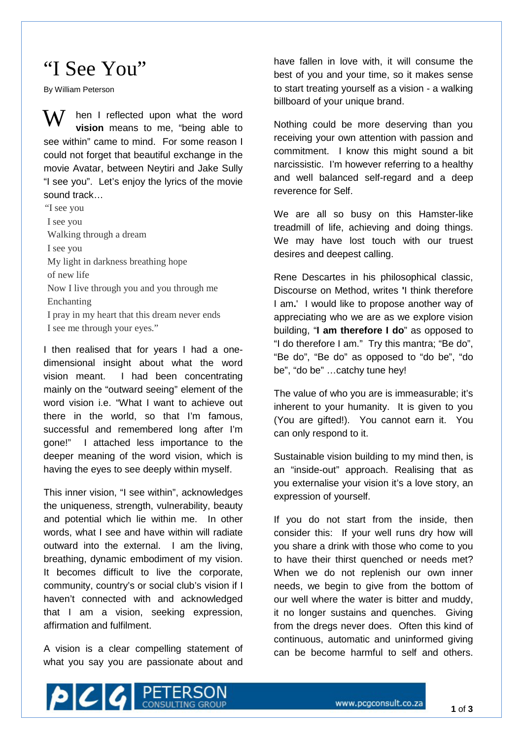# "I See You"

By William Peterson

When I reflected upon what the word **vision** means to me, "being able to see within" came to mind. For some reason I could not forget that beautiful exchange in the movie Avatar, between Neytiri and Jake Sully "I see you". Let's enjoy the lyrics of the movie sound track…

"I see you
I see you
Walking through a dream
I see you
My light in darkness breathing hope
of new life
Now I live through you and you through me
Enchanting
I pray in my heart that this dream never ends
I see me through your eyes."

I then realised that for years I had a one-dimensional insight about what the word vision meant. I had been concentrating mainly on the "outward seeing" element of the word vision i.e. "What I want to achieve out there in the world, so that I'm famous, successful and remembered long after I'm gone!" I attached less importance to the deeper meaning of the word vision, which is having the eyes to see deeply within myself.

This inner vision, "I see within", acknowledges the uniqueness, strength, vulnerability, beauty and potential which lie within me. In other words, what I see and have within will radiate outward into the external. I am the living, breathing, dynamic embodiment of my vision. It becomes difficult to live the corporate, community, country's or social club's vision if I haven't connected with and acknowledged that I am a vision, seeking expression, affirmation and fulfilment.

A vision is a clear compelling statement of what you say you are passionate about and have fallen in love with, it will consume the best of you and your time, so it makes sense to start treating yourself as a vision - a walking billboard of your unique brand.

Nothing could be more deserving than you receiving your own attention with passion and commitment. I know this might sound a bit narcissistic. I'm however referring to a healthy and well balanced self-regard and a deep reverence for Self.

We are all so busy on this Hamster-like treadmill of life, achieving and doing things. We may have lost touch with our truest desires and deepest calling.

Rene Descartes in his philosophical classic, Discourse on Method, writes **'I think therefore I am.'** I would like to propose another way of appreciating who we are as we explore vision building, "**I am therefore I do**" as opposed to "I do therefore I am." Try this mantra; "Be do", "Be do", "Be do" as opposed to "do be", "do be", "do be" …catchy tune hey!

The value of who you are is immeasurable; it's inherent to your humanity. It is given to you (You are gifted!). You cannot earn it. You can only respond to it.

Sustainable vision building to my mind then, is an "inside-out" approach. Realising that as you externalise your vision it's a love story, an expression of yourself.

If you do not start from the inside, then consider this: If your well runs dry how will you share a drink with those who come to you to have their thirst quenched or needs met? When we do not replenish our own inner needs, we begin to give from the bottom of our well where the water is bitter and muddy, it no longer sustains and quenches. Giving from the dregs never does. Often this kind of continuous, automatic and uninformed giving can be become harmful to self and others.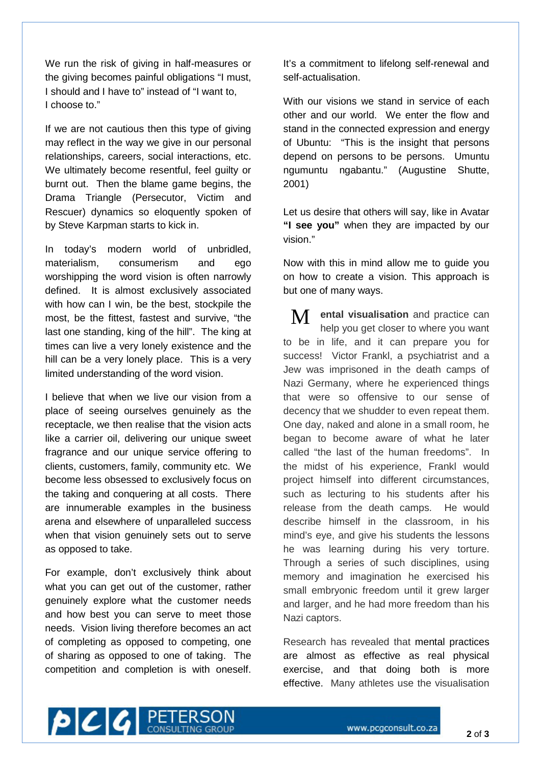We run the risk of giving in half-measures or the giving becomes painful obligations "I must, I should and I have to" instead of "I want to, I choose to."

If we are not cautious then this type of giving may reflect in the way we give in our personal relationships, careers, social interactions, etc. We ultimately become resentful, feel guilty or burnt out. Then the blame game begins, the Drama Triangle (Persecutor, Victim and Rescuer) dynamics so eloquently spoken of by Steve Karpman starts to kick in.

In today's modern world of unbridled, materialism, consumerism and ego worshipping the word vision is often narrowly defined. It is almost exclusively associated with how can I win, be the best, stockpile the most, be the fittest, fastest and survive, "the last one standing, king of the hill". The king at times can live a very lonely existence and the hill can be a very lonely place. This is a very limited understanding of the word vision.

I believe that when we live our vision from a place of seeing ourselves genuinely as the receptacle, we then realise that the vision acts like a carrier oil, delivering our unique sweet fragrance and our unique service offering to clients, customers, family, community etc. We become less obsessed to exclusively focus on the taking and conquering at all costs. There are innumerable examples in the business arena and elsewhere of unparalleled success when that vision genuinely sets out to serve as opposed to take.

For example, don't exclusively think about what you can get out of the customer, rather genuinely explore what the customer needs and how best you can serve to meet those needs. Vision living therefore becomes an act of completing as opposed to competing, one of sharing as opposed to one of taking. The competition and completion is with oneself. It's a commitment to lifelong self-renewal and self-actualisation.

With our visions we stand in service of each other and our world. We enter the flow and stand in the connected expression and energy of Ubuntu: "This is the insight that persons depend on persons to be persons. Umuntu ngumuntu ngabantu." (Augustine Shutte, 2001)

Let us desire that others will say, like in Avatar **"I see you"** when they are impacted by our vision."

Now with this in mind allow me to guide you on how to create a vision. This approach is but one of many ways.

**Mental visualisation** and practice can help you get closer to where you want to be in life, and it can prepare you for success! Victor Frankl, a psychiatrist and a Jew was imprisoned in the death camps of Nazi Germany, where he experienced things that were so offensive to our sense of decency that we shudder to even repeat them. One day, naked and alone in a small room, he began to become aware of what he later called "the last of the human freedoms". In the midst of his experience, Frankl would project himself into different circumstances, such as lecturing to his students after his release from the death camps. He would describe himself in the classroom, in his mind's eye, and give his students the lessons he was learning during his very torture. Through a series of such disciplines, using memory and imagination he exercised his small embryonic freedom until it grew larger and larger, and he had more freedom than his Nazi captors.

Research has revealed that mental practices are almost as effective as real physical exercise, and that doing both is more effective. Many athletes use the visualisation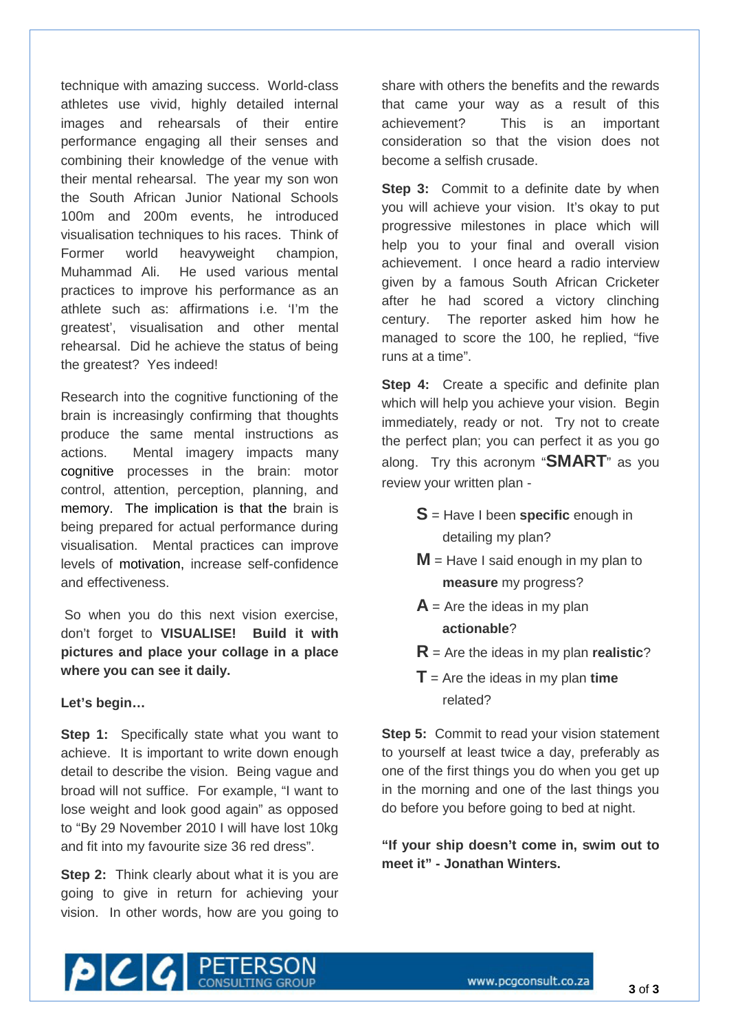technique with amazing success. World-class athletes use vivid, highly detailed internal images and rehearsals of their entire performance engaging all their senses and combining their knowledge of the venue with their mental rehearsal. The year my son won the South African Junior National Schools 100m and 200m events, he introduced visualisation techniques to his races. Think of Former world heavyweight champion, Muhammad Ali. He used various mental practices to improve his performance as an athlete such as: affirmations i.e. 'I'm the greatest', visualisation and other mental rehearsal. Did he achieve the status of being the greatest? Yes indeed!

Research into the cognitive functioning of the brain is increasingly confirming that thoughts produce the same mental instructions as actions. Mental imagery impacts many cognitive processes in the brain: motor control, attention, perception, planning, and memory. The implication is that the brain is being prepared for actual performance during visualisation. Mental practices can improve levels of motivation, increase self-confidence and effectiveness.

So when you do this next vision exercise, don't forget to **VISUALISE! Build it with pictures and place your collage in a place where you can see it daily.**

**Let's begin…**

**Step 1:** Specifically state what you want to achieve. It is important to write down enough detail to describe the vision. Being vague and broad will not suffice. For example, "I want to lose weight and look good again" as opposed to "By 29 November 2010 I will have lost 10kg and fit into my favourite size 36 red dress".

**Step 2:** Think clearly about what it is you are going to give in return for achieving your vision. In other words, how are you going to share with others the benefits and the rewards that came your way as a result of this achievement? This is an important consideration so that the vision does not become a selfish crusade.

**Step 3:** Commit to a definite date by when you will achieve your vision. It's okay to put progressive milestones in place which will help you to your final and overall vision achievement. I once heard a radio interview given by a famous South African Cricketer after he had scored a victory clinching century. The reporter asked him how he managed to score the 100, he replied, "five runs at a time".

**Step 4:** Create a specific and definite plan which will help you achieve your vision. Begin immediately, ready or not. Try not to create the perfect plan; you can perfect it as you go along. Try this acronym "**SMART**" as you review your written plan -

- **S** = Have I been **specific** enough in detailing my plan?
- **M** = Have I said enough in my plan to **measure** my progress?
- **A** = Are the ideas in my plan **actionable**?
- **R** = Are the ideas in my plan **realistic**?
- **T** = Are the ideas in my plan **time** related?

**Step 5:** Commit to read your vision statement to yourself at least twice a day, preferably as one of the first things you do when you get up in the morning and one of the last things you do before you before going to bed at night.

**"If your ship doesn't come in, swim out to meet it" - Jonathan Winters.**

PETERSON CONSULTING GROUP

www.pcgconsult.co.za